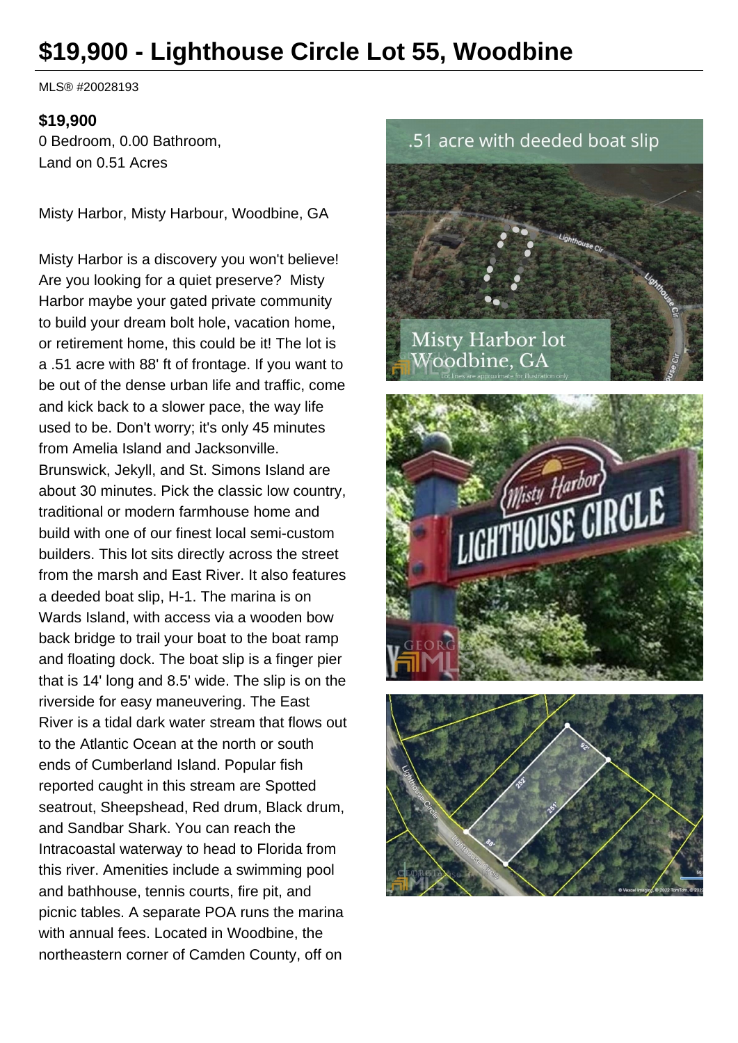# $19,900 - Lighthouse Circle Lot 55, Woodbine

MLS® #20028193

**$19,900**

0 Bedroom, 0.00 Bathroom,
Land on 0.51 Acres

Misty Harbor, Misty Harbour, Woodbine, GA

Misty Harbor is a discovery you won't believe! Are you looking for a quiet preserve? Misty Harbor maybe your gated private community to build your dream bolt hole, vacation home, or retirement home, this could be it! The lot is a .51 acre with 88' ft of frontage. If you want to be out of the dense urban life and traffic, come and kick back to a slower pace, the way life used to be. Don't worry; it's only 45 minutes from Amelia Island and Jacksonville. Brunswick, Jekyll, and St. Simons Island are about 30 minutes. Pick the classic low country, traditional or modern farmhouse home and build with one of our finest local semi-custom builders. This lot sits directly across the street from the marsh and East River. It also features a deeded boat slip, H-1. The marina is on Wards Island, with access via a wooden bow back bridge to trail your boat to the boat ramp and floating dock. The boat slip is a finger pier that is 14' long and 8.5' wide. The slip is on the riverside for easy maneuvering. The East River is a tidal dark water stream that flows out to the Atlantic Ocean at the north or south ends of Cumberland Island. Popular fish reported caught in this stream are Spotted seatrout, Sheepshead, Red drum, Black drum, and Sandbar Shark. You can reach the Intracoastal waterway to head to Florida from this river. Amenities include a swimming pool and bathhouse, tennis courts, fire pit, and picnic tables. A separate POA runs the marina with annual fees. Located in Woodbine, the northeastern corner of Camden County, off on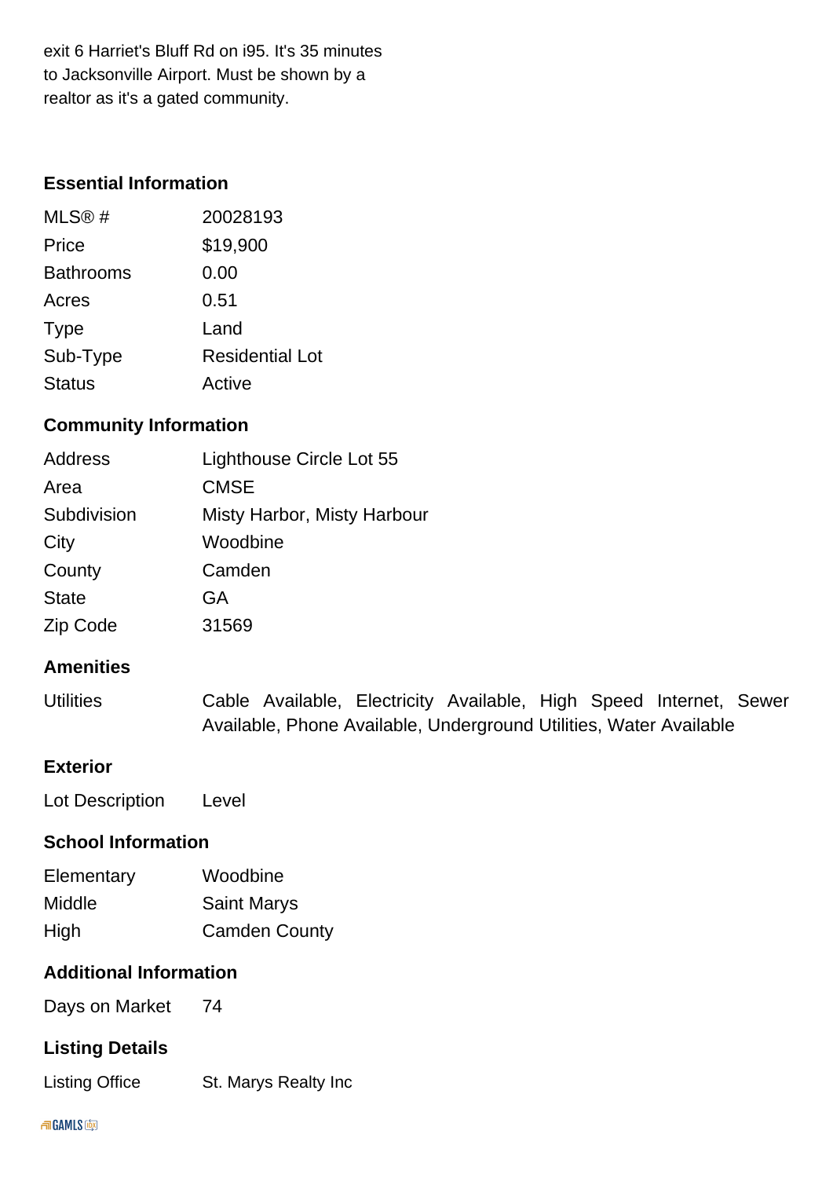exit 6 Harriet's Bluff Rd on i95. It's 35 minutes to Jacksonville Airport. Must be shown by a realtor as it's a gated community.

### Essential Information

| | |
|---|---|
| MLS® # | 20028193 |
| Price | $19,900 |
| Bathrooms | 0.00 |
| Acres | 0.51 |
| Type | Land |
| Sub-Type | Residential Lot |
| Status | Active |

### Community Information

| | |
|---|---|
| Address | Lighthouse Circle Lot 55 |
| Area | CMSE |
| Subdivision | Misty Harbor, Misty Harbour |
| City | Woodbine |
| County | Camden |
| State | GA |
| Zip Code | 31569 |

### Amenities

| | |
|---|---|
| Utilities | Cable Available, Electricity Available, High Speed Internet, Sewer Available, Phone Available, Underground Utilities, Water Available |

### Exterior

| | |
|---|---|
| Lot Description | Level |

### School Information

| | |
|---|---|
| Elementary | Woodbine |
| Middle | Saint Marys |
| High | Camden County |

### Additional Information

| | |
|---|---|
| Days on Market | 74 |

### Listing Details

| | |
|---|---|
| Listing Office | St. Marys Realty Inc |

GAMLS IDX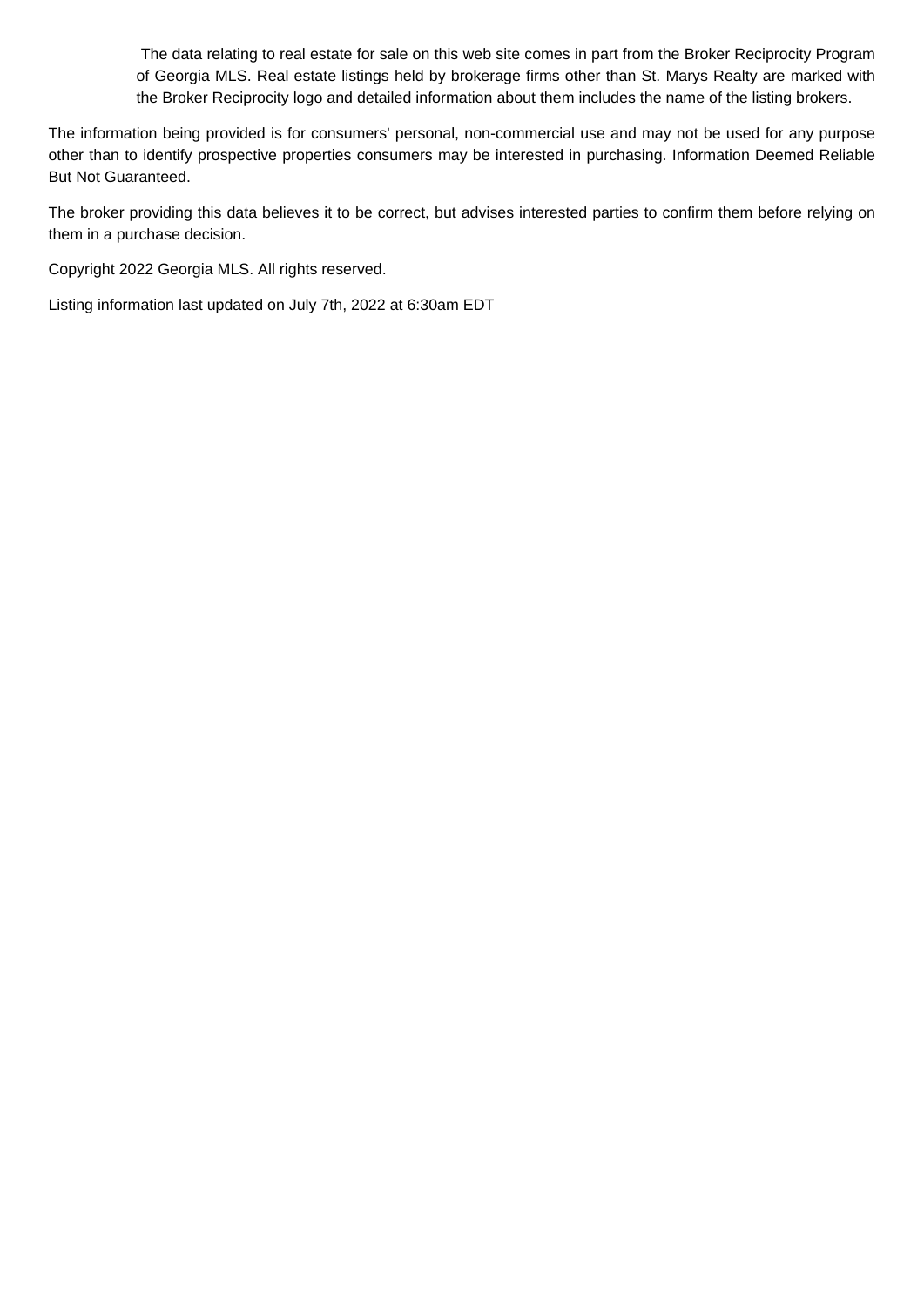The data relating to real estate for sale on this web site comes in part from the Broker Reciprocity Program of Georgia MLS. Real estate listings held by brokerage firms other than St. Marys Realty are marked with the Broker Reciprocity logo and detailed information about them includes the name of the listing brokers.

The information being provided is for consumers' personal, non-commercial use and may not be used for any purpose other than to identify prospective properties consumers may be interested in purchasing. Information Deemed Reliable But Not Guaranteed.

The broker providing this data believes it to be correct, but advises interested parties to confirm them before relying on them in a purchase decision.

Copyright 2022 Georgia MLS. All rights reserved.

Listing information last updated on July 7th, 2022 at 6:30am EDT